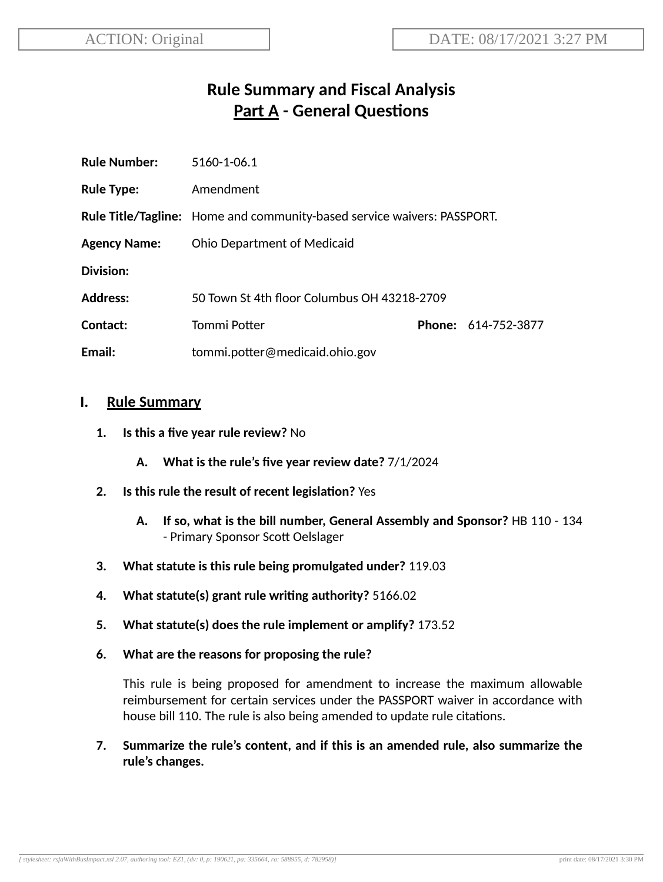ACTION: Original

DATE: 08/17/2021 3:27 PM

# Rule Summary and Fiscal Analysis
## Part A - General Questions

**Rule Number:** 5160-1-06.1

**Rule Type:** Amendment

**Rule Title/Tagline:** Home and community-based service waivers: PASSPORT.

**Agency Name:** Ohio Department of Medicaid

**Division:**

**Address:** 50 Town St 4th floor Columbus OH 43218-2709

**Contact:** Tommi Potter **Phone:** 614-752-3877

**Email:** tommi.potter@medicaid.ohio.gov

## I. Rule Summary

1. **Is this a five year rule review?** No

   A. **What is the rule's five year review date?** 7/1/2024

2. **Is this rule the result of recent legislation?** Yes

   A. **If so, what is the bill number, General Assembly and Sponsor?** HB 110 - 134 - Primary Sponsor Scott Oelslager

3. **What statute is this rule being promulgated under?** 119.03

4. **What statute(s) grant rule writing authority?** 5166.02

5. **What statute(s) does the rule implement or amplify?** 173.52

6. **What are the reasons for proposing the rule?**

   This rule is being proposed for amendment to increase the maximum allowable reimbursement for certain services under the PASSPORT waiver in accordance with house bill 110. The rule is also being amended to update rule citations.

7. **Summarize the rule's content, and if this is an amended rule, also summarize the rule's changes.**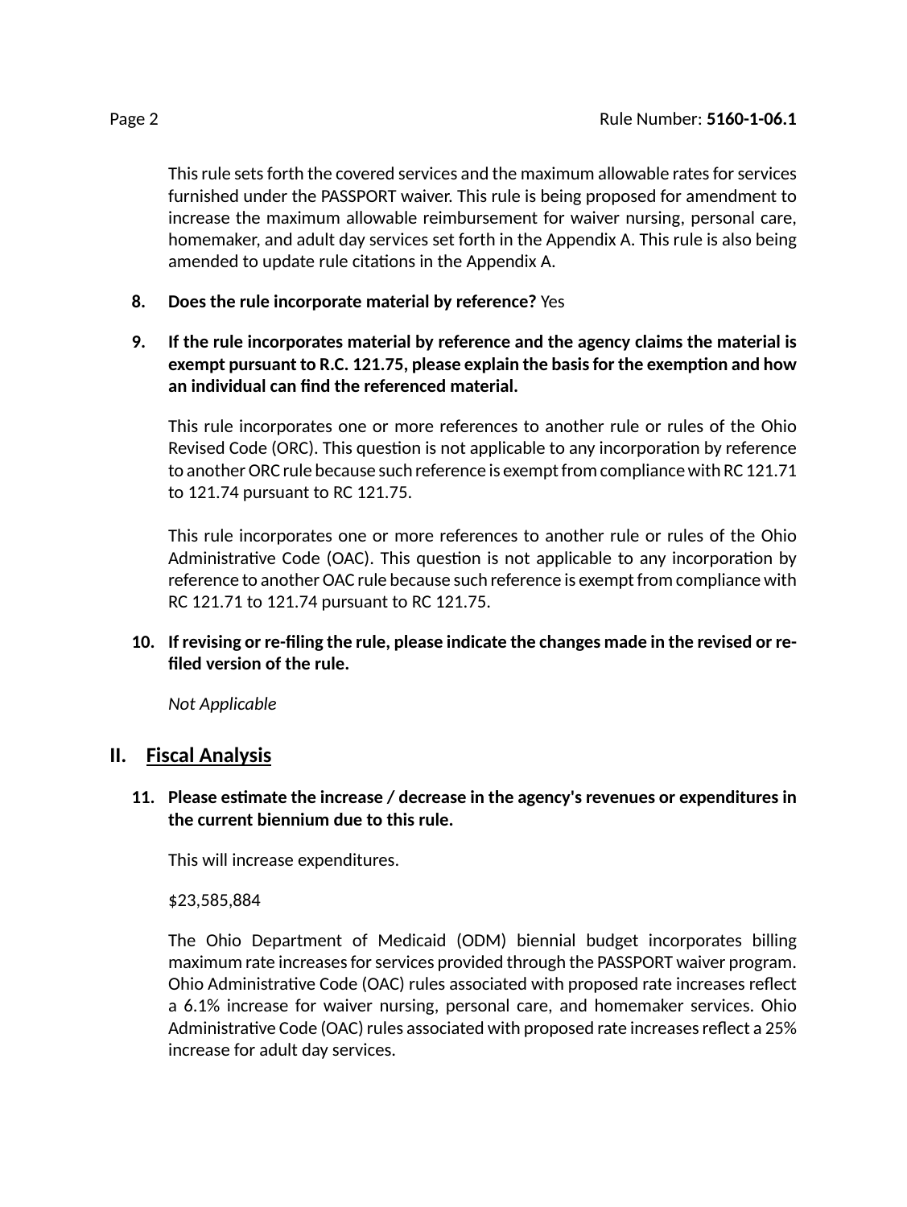This rule sets forth the covered services and the maximum allowable rates for services furnished under the PASSPORT waiver. This rule is being proposed for amendment to increase the maximum allowable reimbursement for waiver nursing, personal care, homemaker, and adult day services set forth in the Appendix A. This rule is also being amended to update rule citations in the Appendix A.

8. **Does the rule incorporate material by reference?** Yes

9. **If the rule incorporates material by reference and the agency claims the material is exempt pursuant to R.C. 121.75, please explain the basis for the exemption and how an individual can find the referenced material.**

   This rule incorporates one or more references to another rule or rules of the Ohio Revised Code (ORC). This question is not applicable to any incorporation by reference to another ORC rule because such reference is exempt from compliance with RC 121.71 to 121.74 pursuant to RC 121.75.

   This rule incorporates one or more references to another rule or rules of the Ohio Administrative Code (OAC). This question is not applicable to any incorporation by reference to another OAC rule because such reference is exempt from compliance with RC 121.71 to 121.74 pursuant to RC 121.75.

10. **If revising or re-filing the rule, please indicate the changes made in the revised or re-filed version of the rule.**

    *Not Applicable*

## II. Fiscal Analysis

11. **Please estimate the increase / decrease in the agency's revenues or expenditures in the current biennium due to this rule.**

    This will increase expenditures.

    $23,585,884

    The Ohio Department of Medicaid (ODM) biennial budget incorporates billing maximum rate increases for services provided through the PASSPORT waiver program. Ohio Administrative Code (OAC) rules associated with proposed rate increases reflect a 6.1% increase for waiver nursing, personal care, and homemaker services. Ohio Administrative Code (OAC) rules associated with proposed rate increases reflect a 25% increase for adult day services.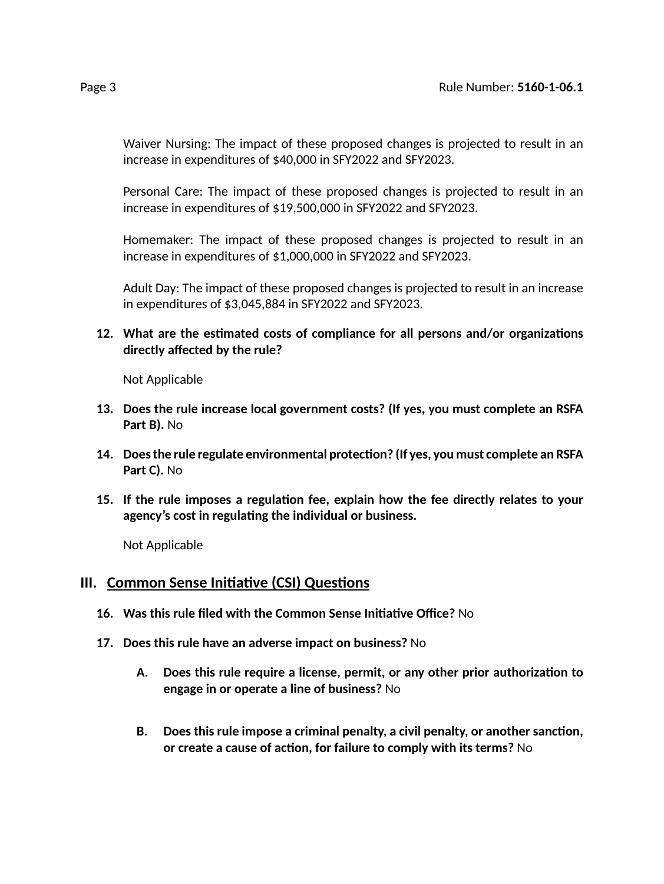Waiver Nursing: The impact of these proposed changes is projected to result in an increase in expenditures of $40,000 in SFY2022 and SFY2023.

Personal Care: The impact of these proposed changes is projected to result in an increase in expenditures of $19,500,000 in SFY2022 and SFY2023.

Homemaker: The impact of these proposed changes is projected to result in an increase in expenditures of $1,000,000 in SFY2022 and SFY2023.

Adult Day: The impact of these proposed changes is projected to result in an increase in expenditures of $3,045,884 in SFY2022 and SFY2023.

12. **What are the estimated costs of compliance for all persons and/or organizations directly affected by the rule?**

    Not Applicable

13. **Does the rule increase local government costs? (If yes, you must complete an RSFA Part B).** No

14. **Does the rule regulate environmental protection? (If yes, you must complete an RSFA Part C).** No

15. **If the rule imposes a regulation fee, explain how the fee directly relates to your agency's cost in regulating the individual or business.**

    Not Applicable

## III. Common Sense Initiative (CSI) Questions

16. **Was this rule filed with the Common Sense Initiative Office?** No

17. **Does this rule have an adverse impact on business?** No

    A. **Does this rule require a license, permit, or any other prior authorization to engage in or operate a line of business?** No

    B. **Does this rule impose a criminal penalty, a civil penalty, or another sanction, or create a cause of action, for failure to comply with its terms?** No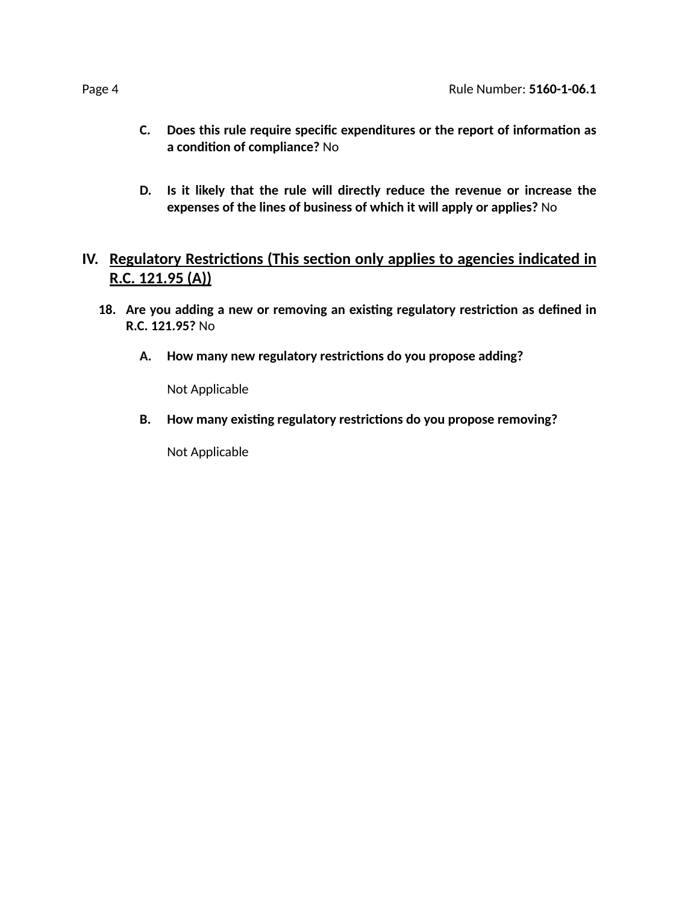C. **Does this rule require specific expenditures or the report of information as a condition of compliance?** No

D. **Is it likely that the rule will directly reduce the revenue or increase the expenses of the lines of business of which it will apply or applies?** No

## IV. Regulatory Restrictions (This section only applies to agencies indicated in R.C. 121.95 (A))

18. **Are you adding a new or removing an existing regulatory restriction as defined in R.C. 121.95?** No

   A. **How many new regulatory restrictions do you propose adding?**

   Not Applicable

   B. **How many existing regulatory restrictions do you propose removing?**

   Not Applicable